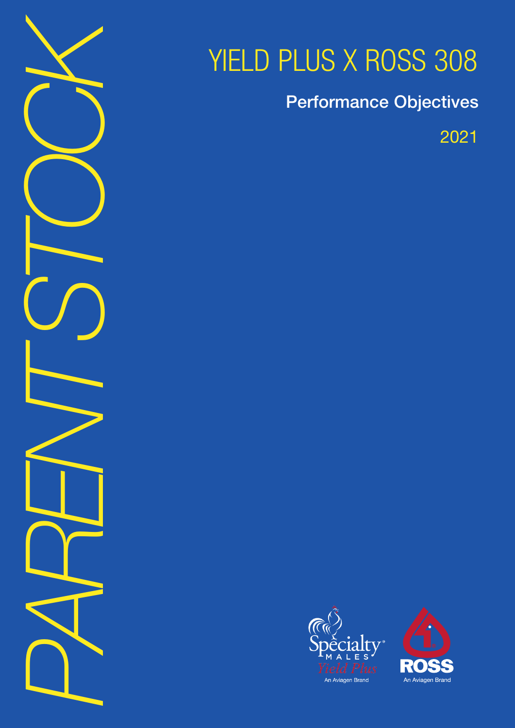PARENT STOCK

# YIELD PLUS X ROSS 308

## Performance Objectives

2021

Specialty MALES Yield Plus
An Aviagen Brand

ROSS
An Aviagen Brand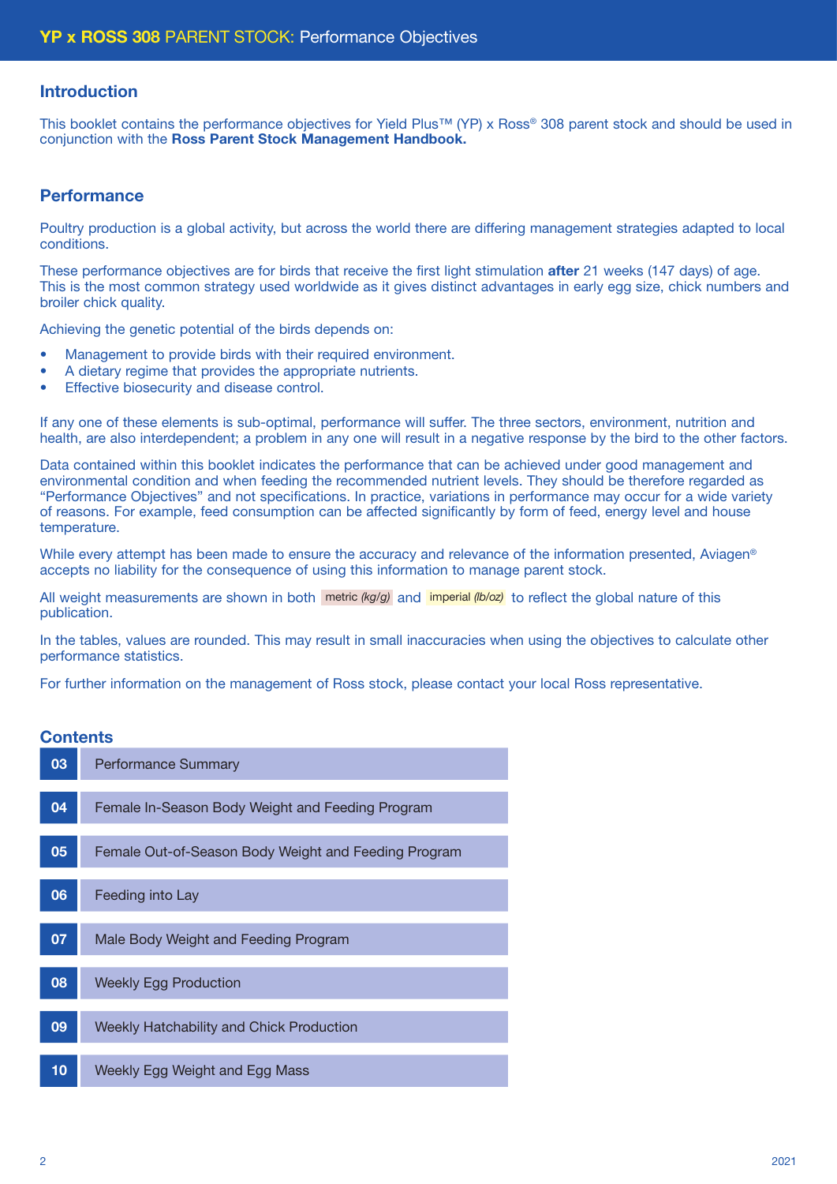# YP x ROSS 308 PARENT STOCK: Performance Objectives

## Introduction

This booklet contains the performance objectives for Yield Plus™ (YP) x Ross® 308 parent stock and should be used in conjunction with the **Ross Parent Stock Management Handbook.**

## Performance

Poultry production is a global activity, but across the world there are differing management strategies adapted to local conditions.

These performance objectives are for birds that receive the first light stimulation **after** 21 weeks (147 days) of age. This is the most common strategy used worldwide as it gives distinct advantages in early egg size, chick numbers and broiler chick quality.

Achieving the genetic potential of the birds depends on:

- Management to provide birds with their required environment.
- A dietary regime that provides the appropriate nutrients.
- Effective biosecurity and disease control.

If any one of these elements is sub-optimal, performance will suffer. The three sectors, environment, nutrition and health, are also interdependent; a problem in any one will result in a negative response by the bird to the other factors.

Data contained within this booklet indicates the performance that can be achieved under good management and environmental condition and when feeding the recommended nutrient levels. They should be therefore regarded as "Performance Objectives" and not specifications. In practice, variations in performance may occur for a wide variety of reasons. For example, feed consumption can be affected significantly by form of feed, energy level and house temperature.

While every attempt has been made to ensure the accuracy and relevance of the information presented, Aviagen® accepts no liability for the consequence of using this information to manage parent stock.

All weight measurements are shown in both metric *(kg/g)* and imperial *(lb/oz)* to reflect the global nature of this publication.

In the tables, values are rounded. This may result in small inaccuracies when using the objectives to calculate other performance statistics.

For further information on the management of Ross stock, please contact your local Ross representative.

## Contents

| | |
|---|---|
| 03 | Performance Summary |
| 04 | Female In-Season Body Weight and Feeding Program |
| 05 | Female Out-of-Season Body Weight and Feeding Program |
| 06 | Feeding into Lay |
| 07 | Male Body Weight and Feeding Program |
| 08 | Weekly Egg Production |
| 09 | Weekly Hatchability and Chick Production |
| 10 | Weekly Egg Weight and Egg Mass |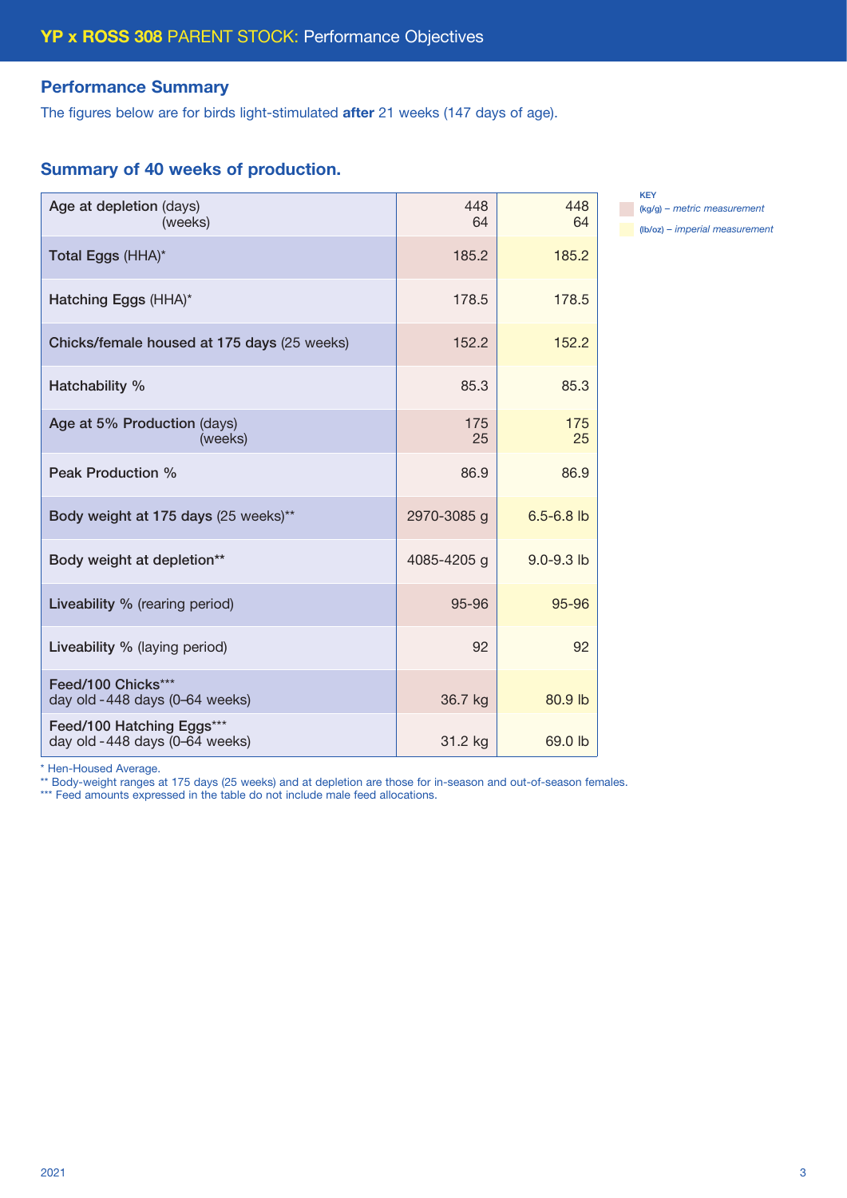# YP x ROSS 308 PARENT STOCK: Performance Objectives

## Performance Summary

The figures below are for birds light-stimulated **after** 21 weeks (147 days of age).

### Summary of 40 weeks of production.

| | (kg/g) – *metric measurement* | (lb/oz) – *imperial measurement* |
|---|---|---|
| **Age at depletion** (days) (weeks) | 448 64 | 448 64 |
| **Total Eggs** (HHA)* | 185.2 | 185.2 |
| **Hatching Eggs** (HHA)* | 178.5 | 178.5 |
| **Chicks/female housed at 175 days** (25 weeks) | 152.2 | 152.2 |
| **Hatchability %** | 85.3 | 85.3 |
| **Age at 5% Production** (days) (weeks) | 175 25 | 175 25 |
| **Peak Production %** | 86.9 | 86.9 |
| **Body weight at 175 days** (25 weeks)** | 2970-3085 g | 6.5-6.8 lb |
| **Body weight at depletion**** | 4085-4205 g | 9.0-9.3 lb |
| **Liveability %** (rearing period) | 95-96 | 95-96 |
| **Liveability %** (laying period) | 92 | 92 |
| **Feed/100 Chicks***** day old - 448 days (0–64 weeks) | 36.7 kg | 80.9 lb |
| **Feed/100 Hatching Eggs***** day old - 448 days (0–64 weeks) | 31.2 kg | 69.0 lb |

\* Hen-Housed Average.
** Body-weight ranges at 175 days (25 weeks) and at depletion are those for in-season and out-of-season females.
*** Feed amounts expressed in the table do not include male feed allocations.

2021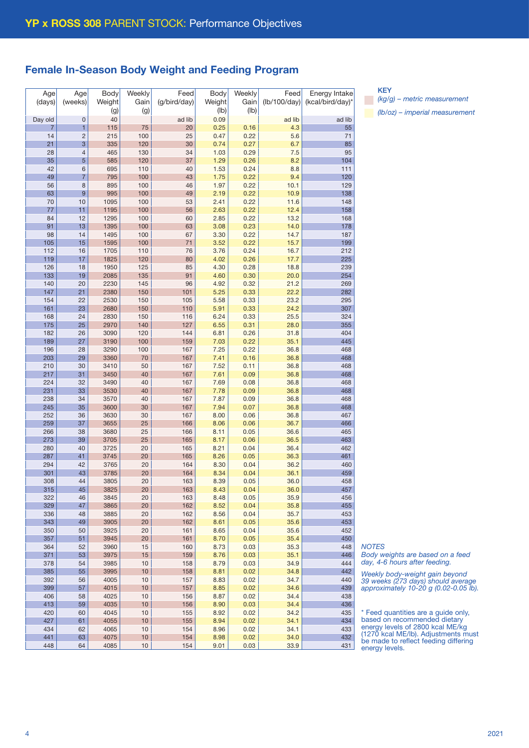## YP x ROSS 308 PARENT STOCK: Performance Objectives

### Female In-Season Body Weight and Feeding Program

| Age (days) | Age (weeks) | Body Weight (g) | Weekly Gain (g) | Feed (g/bird/day) | Body Weight (lb) | Weekly Gain (lb) | Feed (lb/100/day) | Energy Intake (kcal/bird/day)* |
|---|---|---|---|---|---|---|---|---|
| Day old | 0 | 40 | | ad lib | 0.09 | | ad lib | ad lib |
| 7 | 1 | 115 | 75 | 20 | 0.25 | 0.16 | 4.3 | 55 |
| 14 | 2 | 215 | 100 | 25 | 0.47 | 0.22 | 5.6 | 71 |
| 21 | 3 | 335 | 120 | 30 | 0.74 | 0.27 | 6.7 | 85 |
| 28 | 4 | 465 | 130 | 34 | 1.03 | 0.29 | 7.5 | 95 |
| 35 | 5 | 585 | 120 | 37 | 1.29 | 0.26 | 8.2 | 104 |
| 42 | 6 | 695 | 110 | 40 | 1.53 | 0.24 | 8.8 | 111 |
| 49 | 7 | 795 | 100 | 43 | 1.75 | 0.22 | 9.4 | 120 |
| 56 | 8 | 895 | 100 | 46 | 1.97 | 0.22 | 10.1 | 129 |
| 63 | 9 | 995 | 100 | 49 | 2.19 | 0.22 | 10.9 | 138 |
| 70 | 10 | 1095 | 100 | 53 | 2.41 | 0.22 | 11.6 | 148 |
| 77 | 11 | 1195 | 100 | 56 | 2.63 | 0.22 | 12.4 | 158 |
| 84 | 12 | 1295 | 100 | 60 | 2.85 | 0.22 | 13.2 | 168 |
| 91 | 13 | 1395 | 100 | 63 | 3.08 | 0.23 | 14.0 | 178 |
| 98 | 14 | 1495 | 100 | 67 | 3.30 | 0.22 | 14.7 | 187 |
| 105 | 15 | 1595 | 100 | 71 | 3.52 | 0.22 | 15.7 | 199 |
| 112 | 16 | 1705 | 110 | 76 | 3.76 | 0.24 | 16.7 | 212 |
| 119 | 17 | 1825 | 120 | 80 | 4.02 | 0.26 | 17.7 | 225 |
| 126 | 18 | 1950 | 125 | 85 | 4.30 | 0.28 | 18.8 | 239 |
| 133 | 19 | 2085 | 135 | 91 | 4.60 | 0.30 | 20.0 | 254 |
| 140 | 20 | 2230 | 145 | 96 | 4.92 | 0.32 | 21.2 | 269 |
| 147 | 21 | 2380 | 150 | 101 | 5.25 | 0.33 | 22.2 | 282 |
| 154 | 22 | 2530 | 150 | 105 | 5.58 | 0.33 | 23.2 | 295 |
| 161 | 23 | 2680 | 150 | 110 | 5.91 | 0.33 | 24.2 | 307 |
| 168 | 24 | 2830 | 150 | 116 | 6.24 | 0.33 | 25.5 | 324 |
| 175 | 25 | 2970 | 140 | 127 | 6.55 | 0.31 | 28.0 | 355 |
| 182 | 26 | 3090 | 120 | 144 | 6.81 | 0.26 | 31.8 | 404 |
| 189 | 27 | 3190 | 100 | 159 | 7.03 | 0.22 | 35.1 | 445 |
| 196 | 28 | 3290 | 100 | 167 | 7.25 | 0.22 | 36.8 | 468 |
| 203 | 29 | 3360 | 70 | 167 | 7.41 | 0.16 | 36.8 | 468 |
| 210 | 30 | 3410 | 50 | 167 | 7.52 | 0.11 | 36.8 | 468 |
| 217 | 31 | 3450 | 40 | 167 | 7.61 | 0.09 | 36.8 | 468 |
| 224 | 32 | 3490 | 40 | 167 | 7.69 | 0.08 | 36.8 | 468 |
| 231 | 33 | 3530 | 40 | 167 | 7.78 | 0.09 | 36.8 | 468 |
| 238 | 34 | 3570 | 40 | 167 | 7.87 | 0.09 | 36.8 | 468 |
| 245 | 35 | 3600 | 30 | 167 | 7.94 | 0.07 | 36.8 | 468 |
| 252 | 36 | 3630 | 30 | 167 | 8.00 | 0.06 | 36.8 | 467 |
| 259 | 37 | 3655 | 25 | 166 | 8.06 | 0.06 | 36.7 | 466 |
| 266 | 38 | 3680 | 25 | 166 | 8.11 | 0.05 | 36.6 | 465 |
| 273 | 39 | 3705 | 25 | 165 | 8.17 | 0.06 | 36.5 | 463 |
| 280 | 40 | 3725 | 20 | 165 | 8.21 | 0.04 | 36.4 | 462 |
| 287 | 41 | 3745 | 20 | 165 | 8.26 | 0.05 | 36.3 | 461 |
| 294 | 42 | 3765 | 20 | 164 | 8.30 | 0.04 | 36.2 | 460 |
| 301 | 43 | 3785 | 20 | 164 | 8.34 | 0.04 | 36.1 | 459 |
| 308 | 44 | 3805 | 20 | 163 | 8.39 | 0.05 | 36.0 | 458 |
| 315 | 45 | 3825 | 20 | 163 | 8.43 | 0.04 | 36.0 | 457 |
| 322 | 46 | 3845 | 20 | 163 | 8.48 | 0.05 | 35.9 | 456 |
| 329 | 47 | 3865 | 20 | 162 | 8.52 | 0.04 | 35.8 | 455 |
| 336 | 48 | 3885 | 20 | 162 | 8.56 | 0.04 | 35.7 | 453 |
| 343 | 49 | 3905 | 20 | 162 | 8.61 | 0.05 | 35.6 | 453 |
| 350 | 50 | 3925 | 20 | 161 | 8.65 | 0.04 | 35.6 | 452 |
| 357 | 51 | 3945 | 20 | 161 | 8.70 | 0.05 | 35.4 | 450 |
| 364 | 52 | 3960 | 15 | 160 | 8.73 | 0.03 | 35.3 | 448 |
| 371 | 53 | 3975 | 15 | 159 | 8.76 | 0.03 | 35.1 | 446 |
| 378 | 54 | 3985 | 10 | 158 | 8.79 | 0.03 | 34.9 | 444 |
| 385 | 55 | 3995 | 10 | 158 | 8.81 | 0.02 | 34.8 | 442 |
| 392 | 56 | 4005 | 10 | 157 | 8.83 | 0.02 | 34.7 | 440 |
| 399 | 57 | 4015 | 10 | 157 | 8.85 | 0.02 | 34.6 | 439 |
| 406 | 58 | 4025 | 10 | 156 | 8.87 | 0.02 | 34.4 | 438 |
| 413 | 59 | 4035 | 10 | 156 | 8.90 | 0.03 | 34.4 | 436 |
| 420 | 60 | 4045 | 10 | 155 | 8.92 | 0.02 | 34.2 | 435 |
| 427 | 61 | 4055 | 10 | 155 | 8.94 | 0.02 | 34.1 | 434 |
| 434 | 62 | 4065 | 10 | 154 | 8.96 | 0.02 | 34.1 | 433 |
| 441 | 63 | 4075 | 10 | 154 | 8.98 | 0.02 | 34.0 | 432 |
| 448 | 64 | 4085 | 10 | 154 | 9.01 | 0.03 | 33.9 | 431 |

**KEY**

*(kg/g) – metric measurement*

*(lb/oz) – imperial measurement*

*NOTES*

*Body weights are based on a feed day, 4-6 hours after feeding.*

*Weekly body-weight gain beyond 39 weeks (273 days) should average approximately 10-20 g (0.02-0.05 lb).*

\* Feed quantities are a guide only, based on recommended dietary energy levels of 2800 kcal ME/kg (1270 kcal ME/lb). Adjustments must be made to reflect feeding differing energy levels.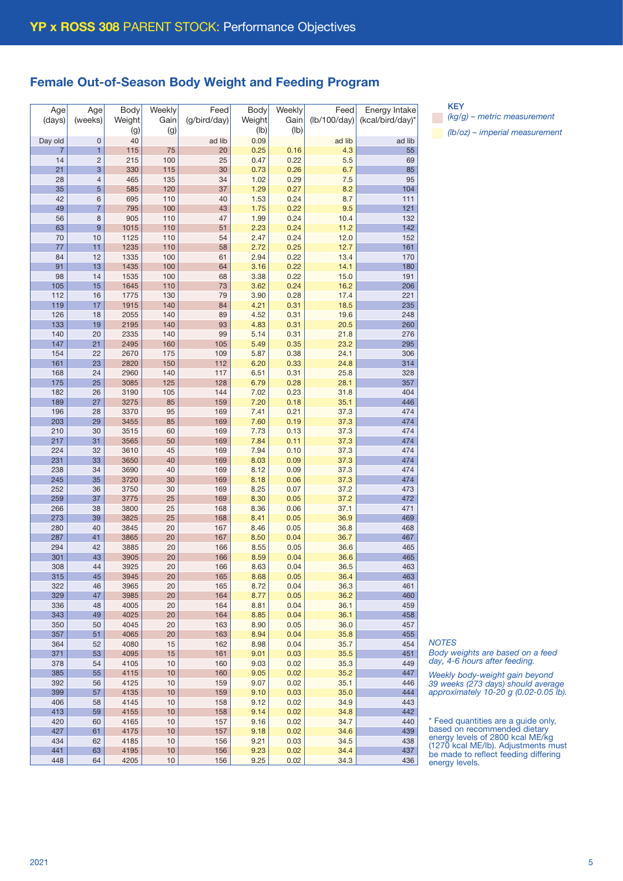## YP x ROSS 308 PARENT STOCK: Performance Objectives

## Female Out-of-Season Body Weight and Feeding Program

| Age (days) | Age (weeks) | Body Weight (g) | Weekly Gain (g) | Feed (g/bird/day) | Body Weight (lb) | Weekly Gain (lb) | Feed (lb/100/day) | Energy Intake (kcal/bird/day)* |
|---|---|---|---|---|---|---|---|---|
| Day old | 0 | 40 | | ad lib | 0.09 | | ad lib | ad lib |
| 7 | 1 | 115 | 75 | 20 | 0.25 | 0.16 | 4.3 | 55 |
| 14 | 2 | 215 | 100 | 25 | 0.47 | 0.22 | 5.5 | 69 |
| 21 | 3 | 330 | 115 | 30 | 0.73 | 0.26 | 6.7 | 85 |
| 28 | 4 | 465 | 135 | 34 | 1.02 | 0.29 | 7.5 | 95 |
| 35 | 5 | 585 | 120 | 37 | 1.29 | 0.27 | 8.2 | 104 |
| 42 | 6 | 695 | 110 | 40 | 1.53 | 0.24 | 8.7 | 111 |
| 49 | 7 | 795 | 100 | 43 | 1.75 | 0.22 | 9.5 | 121 |
| 56 | 8 | 905 | 110 | 47 | 1.99 | 0.24 | 10.4 | 132 |
| 63 | 9 | 1015 | 110 | 51 | 2.23 | 0.24 | 11.2 | 142 |
| 70 | 10 | 1125 | 110 | 54 | 2.47 | 0.24 | 12.0 | 152 |
| 77 | 11 | 1235 | 110 | 58 | 2.72 | 0.25 | 12.7 | 161 |
| 84 | 12 | 1335 | 100 | 61 | 2.94 | 0.22 | 13.4 | 170 |
| 91 | 13 | 1435 | 100 | 64 | 3.16 | 0.22 | 14.1 | 180 |
| 98 | 14 | 1535 | 100 | 68 | 3.38 | 0.22 | 15.0 | 191 |
| 105 | 15 | 1645 | 110 | 73 | 3.62 | 0.24 | 16.2 | 206 |
| 112 | 16 | 1775 | 130 | 79 | 3.90 | 0.28 | 17.4 | 221 |
| 119 | 17 | 1915 | 140 | 84 | 4.21 | 0.31 | 18.5 | 235 |
| 126 | 18 | 2055 | 140 | 89 | 4.52 | 0.31 | 19.6 | 248 |
| 133 | 19 | 2195 | 140 | 93 | 4.83 | 0.31 | 20.5 | 260 |
| 140 | 20 | 2335 | 140 | 99 | 5.14 | 0.31 | 21.8 | 276 |
| 147 | 21 | 2495 | 160 | 105 | 5.49 | 0.35 | 23.2 | 295 |
| 154 | 22 | 2670 | 175 | 109 | 5.87 | 0.38 | 24.1 | 306 |
| 161 | 23 | 2820 | 150 | 112 | 6.20 | 0.33 | 24.8 | 314 |
| 168 | 24 | 2960 | 140 | 117 | 6.51 | 0.31 | 25.8 | 328 |
| 175 | 25 | 3085 | 125 | 128 | 6.79 | 0.28 | 28.1 | 357 |
| 182 | 26 | 3190 | 105 | 144 | 7.02 | 0.23 | 31.8 | 404 |
| 189 | 27 | 3275 | 85 | 159 | 7.20 | 0.18 | 35.1 | 446 |
| 196 | 28 | 3370 | 95 | 169 | 7.41 | 0.21 | 37.3 | 474 |
| 203 | 29 | 3455 | 85 | 169 | 7.60 | 0.19 | 37.3 | 474 |
| 210 | 30 | 3515 | 60 | 169 | 7.73 | 0.13 | 37.3 | 474 |
| 217 | 31 | 3565 | 50 | 169 | 7.84 | 0.11 | 37.3 | 474 |
| 224 | 32 | 3610 | 45 | 169 | 7.94 | 0.10 | 37.3 | 474 |
| 231 | 33 | 3650 | 40 | 169 | 8.03 | 0.09 | 37.3 | 474 |
| 238 | 34 | 3690 | 40 | 169 | 8.12 | 0.09 | 37.3 | 474 |
| 245 | 35 | 3720 | 30 | 169 | 8.18 | 0.06 | 37.3 | 474 |
| 252 | 36 | 3750 | 30 | 169 | 8.25 | 0.07 | 37.2 | 473 |
| 259 | 37 | 3775 | 25 | 169 | 8.30 | 0.05 | 37.2 | 472 |
| 266 | 38 | 3800 | 25 | 168 | 8.36 | 0.06 | 37.1 | 471 |
| 273 | 39 | 3825 | 25 | 168 | 8.41 | 0.05 | 36.9 | 469 |
| 280 | 40 | 3845 | 20 | 167 | 8.46 | 0.05 | 36.8 | 468 |
| 287 | 41 | 3865 | 20 | 167 | 8.50 | 0.04 | 36.7 | 467 |
| 294 | 42 | 3885 | 20 | 166 | 8.55 | 0.05 | 36.6 | 465 |
| 301 | 43 | 3905 | 20 | 166 | 8.59 | 0.04 | 36.6 | 465 |
| 308 | 44 | 3925 | 20 | 166 | 8.63 | 0.04 | 36.5 | 463 |
| 315 | 45 | 3945 | 20 | 165 | 8.68 | 0.05 | 36.4 | 463 |
| 322 | 46 | 3965 | 20 | 165 | 8.72 | 0.04 | 36.3 | 461 |
| 329 | 47 | 3985 | 20 | 164 | 8.77 | 0.05 | 36.2 | 460 |
| 336 | 48 | 4005 | 20 | 164 | 8.81 | 0.04 | 36.1 | 459 |
| 343 | 49 | 4025 | 20 | 164 | 8.85 | 0.04 | 36.1 | 458 |
| 350 | 50 | 4045 | 20 | 163 | 8.90 | 0.05 | 36.0 | 457 |
| 357 | 51 | 4065 | 20 | 163 | 8.94 | 0.04 | 35.8 | 455 |
| 364 | 52 | 4080 | 15 | 162 | 8.98 | 0.04 | 35.7 | 454 |
| 371 | 53 | 4095 | 15 | 161 | 9.01 | 0.03 | 35.5 | 451 |
| 378 | 54 | 4105 | 10 | 160 | 9.03 | 0.02 | 35.3 | 449 |
| 385 | 55 | 4115 | 10 | 160 | 9.05 | 0.02 | 35.2 | 447 |
| 392 | 56 | 4125 | 10 | 159 | 9.07 | 0.02 | 35.1 | 446 |
| 399 | 57 | 4135 | 10 | 159 | 9.10 | 0.03 | 35.0 | 444 |
| 406 | 58 | 4145 | 10 | 158 | 9.12 | 0.02 | 34.9 | 443 |
| 413 | 59 | 4155 | 10 | 158 | 9.14 | 0.02 | 34.8 | 442 |
| 420 | 60 | 4165 | 10 | 157 | 9.16 | 0.02 | 34.7 | 440 |
| 427 | 61 | 4175 | 10 | 157 | 9.18 | 0.02 | 34.6 | 439 |
| 434 | 62 | 4185 | 10 | 156 | 9.21 | 0.03 | 34.5 | 438 |
| 441 | 63 | 4195 | 10 | 156 | 9.23 | 0.02 | 34.4 | 437 |
| 448 | 64 | 4205 | 10 | 156 | 9.25 | 0.02 | 34.3 | 436 |

**KEY**

*(kg/g) – metric measurement*

*(lb/oz) – imperial measurement*

*NOTES*

*Body weights are based on a feed day, 4-6 hours after feeding.*

*Weekly body-weight gain beyond 39 weeks (273 days) should average approximately 10-20 g (0.02-0.05 lb).*

\* Feed quantities are a guide only, based on recommended dietary energy levels of 2800 kcal ME/kg (1270 kcal ME/lb). Adjustments must be made to reflect feeding differing energy levels.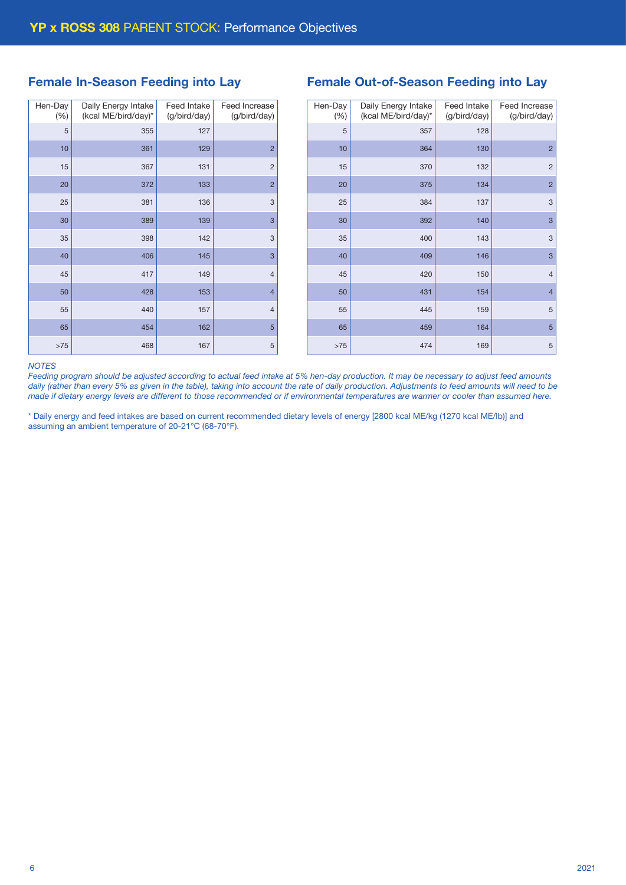# YP x ROSS 308 PARENT STOCK: Performance Objectives

## Female In-Season Feeding into Lay

| Hen-Day (%) | Daily Energy Intake (kcal ME/bird/day)* | Feed Intake (g/bird/day) | Feed Increase (g/bird/day) |
|---|---|---|---|
| 5 | 355 | 127 | |
| 10 | 361 | 129 | 2 |
| 15 | 367 | 131 | 2 |
| 20 | 372 | 133 | 2 |
| 25 | 381 | 136 | 3 |
| 30 | 389 | 139 | 3 |
| 35 | 398 | 142 | 3 |
| 40 | 406 | 145 | 3 |
| 45 | 417 | 149 | 4 |
| 50 | 428 | 153 | 4 |
| 55 | 440 | 157 | 4 |
| 65 | 454 | 162 | 5 |
| >75 | 468 | 167 | 5 |

## Female Out-of-Season Feeding into Lay

| Hen-Day (%) | Daily Energy Intake (kcal ME/bird/day)* | Feed Intake (g/bird/day) | Feed Increase (g/bird/day) |
|---|---|---|---|
| 5 | 357 | 128 | |
| 10 | 364 | 130 | 2 |
| 15 | 370 | 132 | 2 |
| 20 | 375 | 134 | 2 |
| 25 | 384 | 137 | 3 |
| 30 | 392 | 140 | 3 |
| 35 | 400 | 143 | 3 |
| 40 | 409 | 146 | 3 |
| 45 | 420 | 150 | 4 |
| 50 | 431 | 154 | 4 |
| 55 | 445 | 159 | 5 |
| 65 | 459 | 164 | 5 |
| >75 | 474 | 169 | 5 |

*NOTES*

*Feeding program should be adjusted according to actual feed intake at 5% hen-day production. It may be necessary to adjust feed amounts daily (rather than every 5% as given in the table), taking into account the rate of daily production. Adjustments to feed amounts will need to be made if dietary energy levels are different to those recommended or if environmental temperatures are warmer or cooler than assumed here.*

* Daily energy and feed intakes are based on current recommended dietary levels of energy [2800 kcal ME/kg (1270 kcal ME/lb)] and assuming an ambient temperature of 20-21°C (68-70°F).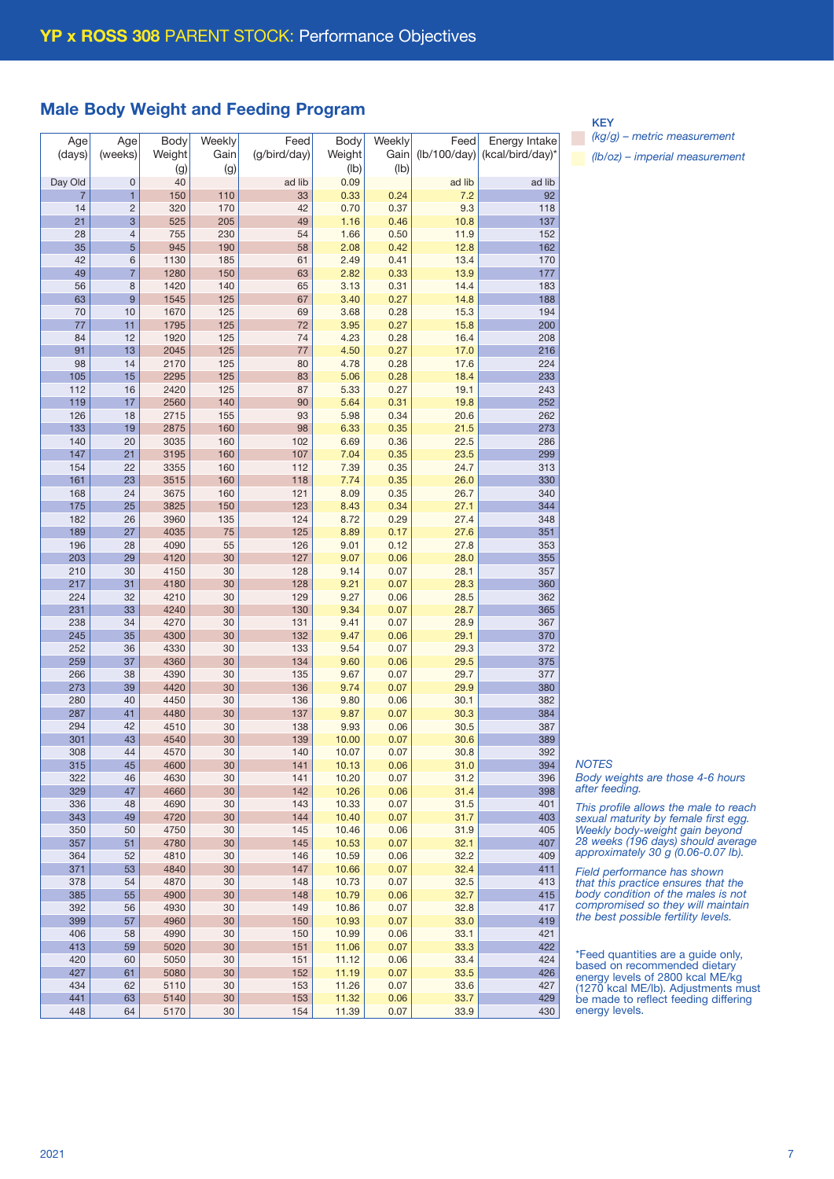## YP x ROSS 308 PARENT STOCK: Performance Objectives

## Male Body Weight and Feeding Program

| Age (days) | Age (weeks) | Body Weight (g) | Weekly Gain (g) | Feed (g/bird/day) | Body Weight (lb) | Weekly Gain (lb) | Feed (lb/100/day) | Energy Intake (kcal/bird/day)* |
|---|---|---|---|---|---|---|---|---|
| Day Old | 0 | 40 | | ad lib | 0.09 | | ad lib | ad lib |
| 7 | 1 | 150 | 110 | 33 | 0.33 | 0.24 | 7.2 | 92 |
| 14 | 2 | 320 | 170 | 42 | 0.70 | 0.37 | 9.3 | 118 |
| 21 | 3 | 525 | 205 | 49 | 1.16 | 0.46 | 10.8 | 137 |
| 28 | 4 | 755 | 230 | 54 | 1.66 | 0.50 | 11.9 | 152 |
| 35 | 5 | 945 | 190 | 58 | 2.08 | 0.42 | 12.8 | 162 |
| 42 | 6 | 1130 | 185 | 61 | 2.49 | 0.41 | 13.4 | 170 |
| 49 | 7 | 1280 | 150 | 63 | 2.82 | 0.33 | 13.9 | 177 |
| 56 | 8 | 1420 | 140 | 65 | 3.13 | 0.31 | 14.4 | 183 |
| 63 | 9 | 1545 | 125 | 67 | 3.40 | 0.27 | 14.8 | 188 |
| 70 | 10 | 1670 | 125 | 69 | 3.68 | 0.28 | 15.3 | 194 |
| 77 | 11 | 1795 | 125 | 72 | 3.95 | 0.27 | 15.8 | 200 |
| 84 | 12 | 1920 | 125 | 74 | 4.23 | 0.28 | 16.4 | 208 |
| 91 | 13 | 2045 | 125 | 77 | 4.50 | 0.27 | 17.0 | 216 |
| 98 | 14 | 2170 | 125 | 80 | 4.78 | 0.28 | 17.6 | 224 |
| 105 | 15 | 2295 | 125 | 83 | 5.06 | 0.28 | 18.4 | 233 |
| 112 | 16 | 2420 | 125 | 87 | 5.33 | 0.27 | 19.1 | 243 |
| 119 | 17 | 2560 | 140 | 90 | 5.64 | 0.31 | 19.8 | 252 |
| 126 | 18 | 2715 | 155 | 93 | 5.98 | 0.34 | 20.6 | 262 |
| 133 | 19 | 2875 | 160 | 98 | 6.33 | 0.35 | 21.5 | 273 |
| 140 | 20 | 3035 | 160 | 102 | 6.69 | 0.36 | 22.5 | 286 |
| 147 | 21 | 3195 | 160 | 107 | 7.04 | 0.35 | 23.5 | 299 |
| 154 | 22 | 3355 | 160 | 112 | 7.39 | 0.35 | 24.7 | 313 |
| 161 | 23 | 3515 | 160 | 118 | 7.74 | 0.35 | 26.0 | 330 |
| 168 | 24 | 3675 | 160 | 121 | 8.09 | 0.35 | 26.7 | 340 |
| 175 | 25 | 3825 | 150 | 123 | 8.43 | 0.34 | 27.1 | 344 |
| 182 | 26 | 3960 | 135 | 124 | 8.72 | 0.29 | 27.4 | 348 |
| 189 | 27 | 4035 | 75 | 125 | 8.89 | 0.17 | 27.6 | 351 |
| 196 | 28 | 4090 | 55 | 126 | 9.01 | 0.12 | 27.8 | 353 |
| 203 | 29 | 4120 | 30 | 127 | 9.07 | 0.06 | 28.0 | 355 |
| 210 | 30 | 4150 | 30 | 128 | 9.14 | 0.07 | 28.1 | 357 |
| 217 | 31 | 4180 | 30 | 128 | 9.21 | 0.07 | 28.3 | 360 |
| 224 | 32 | 4210 | 30 | 129 | 9.27 | 0.06 | 28.5 | 362 |
| 231 | 33 | 4240 | 30 | 130 | 9.34 | 0.07 | 28.7 | 365 |
| 238 | 34 | 4270 | 30 | 131 | 9.41 | 0.07 | 28.9 | 367 |
| 245 | 35 | 4300 | 30 | 132 | 9.47 | 0.06 | 29.1 | 370 |
| 252 | 36 | 4330 | 30 | 133 | 9.54 | 0.07 | 29.3 | 372 |
| 259 | 37 | 4360 | 30 | 134 | 9.60 | 0.06 | 29.5 | 375 |
| 266 | 38 | 4390 | 30 | 135 | 9.67 | 0.07 | 29.7 | 377 |
| 273 | 39 | 4420 | 30 | 136 | 9.74 | 0.07 | 29.9 | 380 |
| 280 | 40 | 4450 | 30 | 136 | 9.80 | 0.06 | 30.1 | 382 |
| 287 | 41 | 4480 | 30 | 137 | 9.87 | 0.07 | 30.3 | 384 |
| 294 | 42 | 4510 | 30 | 138 | 9.93 | 0.06 | 30.5 | 387 |
| 301 | 43 | 4540 | 30 | 139 | 10.00 | 0.07 | 30.6 | 389 |
| 308 | 44 | 4570 | 30 | 140 | 10.07 | 0.07 | 30.8 | 392 |
| 315 | 45 | 4600 | 30 | 141 | 10.13 | 0.06 | 31.0 | 394 |
| 322 | 46 | 4630 | 30 | 141 | 10.20 | 0.07 | 31.2 | 396 |
| 329 | 47 | 4660 | 30 | 142 | 10.26 | 0.06 | 31.4 | 398 |
| 336 | 48 | 4690 | 30 | 143 | 10.33 | 0.07 | 31.5 | 401 |
| 343 | 49 | 4720 | 30 | 144 | 10.40 | 0.07 | 31.7 | 403 |
| 350 | 50 | 4750 | 30 | 145 | 10.46 | 0.06 | 31.9 | 405 |
| 357 | 51 | 4780 | 30 | 145 | 10.53 | 0.07 | 32.1 | 407 |
| 364 | 52 | 4810 | 30 | 146 | 10.59 | 0.06 | 32.2 | 409 |
| 371 | 53 | 4840 | 30 | 147 | 10.66 | 0.07 | 32.4 | 411 |
| 378 | 54 | 4870 | 30 | 148 | 10.73 | 0.07 | 32.5 | 413 |
| 385 | 55 | 4900 | 30 | 148 | 10.79 | 0.06 | 32.7 | 415 |
| 392 | 56 | 4930 | 30 | 149 | 10.86 | 0.07 | 32.8 | 417 |
| 399 | 57 | 4960 | 30 | 150 | 10.93 | 0.07 | 33.0 | 419 |
| 406 | 58 | 4990 | 30 | 150 | 10.99 | 0.06 | 33.1 | 421 |
| 413 | 59 | 5020 | 30 | 151 | 11.06 | 0.07 | 33.3 | 422 |
| 420 | 60 | 5050 | 30 | 151 | 11.12 | 0.06 | 33.4 | 424 |
| 427 | 61 | 5080 | 30 | 152 | 11.19 | 0.07 | 33.5 | 426 |
| 434 | 62 | 5110 | 30 | 153 | 11.26 | 0.07 | 33.6 | 427 |
| 441 | 63 | 5140 | 30 | 153 | 11.32 | 0.06 | 33.7 | 429 |
| 448 | 64 | 5170 | 30 | 154 | 11.39 | 0.07 | 33.9 | 430 |

**KEY**

*(kg/g) – metric measurement*

*(lb/oz) – imperial measurement*

*NOTES*

*Body weights are those 4-6 hours after feeding.*

*This profile allows the male to reach sexual maturity by female first egg. Weekly body-weight gain beyond 28 weeks (196 days) should average approximately 30 g (0.06-0.07 lb).*

*Field performance has shown that this practice ensures that the body condition of the males is not compromised so they will maintain the best possible fertility levels.*

*\*Feed quantities are a guide only, based on recommended dietary energy levels of 2800 kcal ME/kg (1270 kcal ME/lb). Adjustments must be made to reflect feeding differing energy levels.*

2021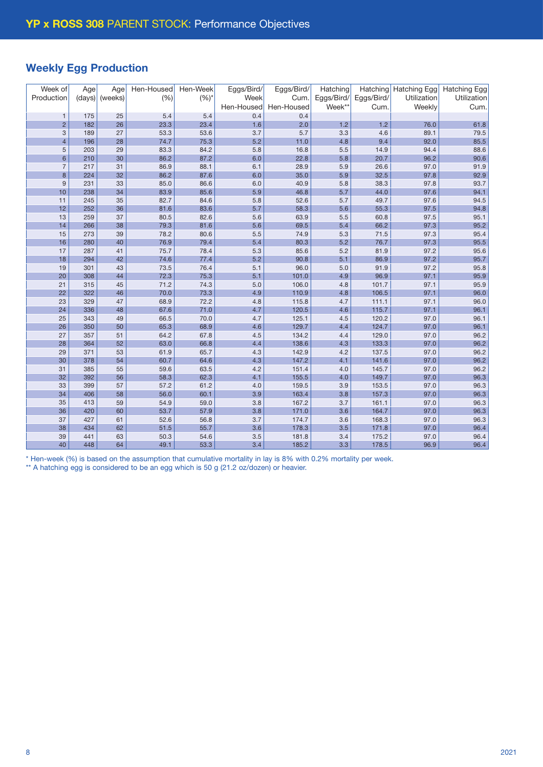## YP x ROSS 308 PARENT STOCK: Performance Objectives

### Weekly Egg Production

| Week of Production | Age (days) | Age (weeks) | Hen-Housed (%) | Hen-Week (%)* | Eggs/Bird/ Week Hen-Housed | Eggs/Bird/ Cum. Hen-Housed | Hatching Eggs/Bird/ Week** | Hatching Eggs/Bird/ Cum. | Hatching Egg Utilization Weekly | Hatching Egg Utilization Cum. |
|---|---|---|---|---|---|---|---|---|---|---|
| 1 | 175 | 25 | 5.4 | 5.4 | 0.4 | 0.4 | | | | |
| 2 | 182 | 26 | 23.3 | 23.4 | 1.6 | 2.0 | 1.2 | 1.2 | 76.0 | 61.8 |
| 3 | 189 | 27 | 53.3 | 53.6 | 3.7 | 5.7 | 3.3 | 4.6 | 89.1 | 79.5 |
| 4 | 196 | 28 | 74.7 | 75.3 | 5.2 | 11.0 | 4.8 | 9.4 | 92.0 | 85.5 |
| 5 | 203 | 29 | 83.3 | 84.2 | 5.8 | 16.8 | 5.5 | 14.9 | 94.4 | 88.6 |
| 6 | 210 | 30 | 86.2 | 87.2 | 6.0 | 22.8 | 5.8 | 20.7 | 96.2 | 90.6 |
| 7 | 217 | 31 | 86.9 | 88.1 | 6.1 | 28.9 | 5.9 | 26.6 | 97.0 | 91.9 |
| 8 | 224 | 32 | 86.2 | 87.6 | 6.0 | 35.0 | 5.9 | 32.5 | 97.8 | 92.9 |
| 9 | 231 | 33 | 85.0 | 86.6 | 6.0 | 40.9 | 5.8 | 38.3 | 97.8 | 93.7 |
| 10 | 238 | 34 | 83.9 | 85.6 | 5.9 | 46.8 | 5.7 | 44.0 | 97.6 | 94.1 |
| 11 | 245 | 35 | 82.7 | 84.6 | 5.8 | 52.6 | 5.7 | 49.7 | 97.6 | 94.5 |
| 12 | 252 | 36 | 81.6 | 83.6 | 5.7 | 58.3 | 5.6 | 55.3 | 97.5 | 94.8 |
| 13 | 259 | 37 | 80.5 | 82.6 | 5.6 | 63.9 | 5.5 | 60.8 | 97.5 | 95.1 |
| 14 | 266 | 38 | 79.3 | 81.6 | 5.6 | 69.5 | 5.4 | 66.2 | 97.3 | 95.2 |
| 15 | 273 | 39 | 78.2 | 80.6 | 5.5 | 74.9 | 5.3 | 71.5 | 97.3 | 95.4 |
| 16 | 280 | 40 | 76.9 | 79.4 | 5.4 | 80.3 | 5.2 | 76.7 | 97.3 | 95.5 |
| 17 | 287 | 41 | 75.7 | 78.4 | 5.3 | 85.6 | 5.2 | 81.9 | 97.2 | 95.6 |
| 18 | 294 | 42 | 74.6 | 77.4 | 5.2 | 90.8 | 5.1 | 86.9 | 97.2 | 95.7 |
| 19 | 301 | 43 | 73.5 | 76.4 | 5.1 | 96.0 | 5.0 | 91.9 | 97.2 | 95.8 |
| 20 | 308 | 44 | 72.3 | 75.3 | 5.1 | 101.0 | 4.9 | 96.9 | 97.1 | 95.9 |
| 21 | 315 | 45 | 71.2 | 74.3 | 5.0 | 106.0 | 4.8 | 101.7 | 97.1 | 95.9 |
| 22 | 322 | 46 | 70.0 | 73.3 | 4.9 | 110.9 | 4.8 | 106.5 | 97.1 | 96.0 |
| 23 | 329 | 47 | 68.9 | 72.2 | 4.8 | 115.8 | 4.7 | 111.1 | 97.1 | 96.0 |
| 24 | 336 | 48 | 67.6 | 71.0 | 4.7 | 120.5 | 4.6 | 115.7 | 97.1 | 96.1 |
| 25 | 343 | 49 | 66.5 | 70.0 | 4.7 | 125.1 | 4.5 | 120.2 | 97.0 | 96.1 |
| 26 | 350 | 50 | 65.3 | 68.9 | 4.6 | 129.7 | 4.4 | 124.7 | 97.0 | 96.1 |
| 27 | 357 | 51 | 64.2 | 67.8 | 4.5 | 134.2 | 4.4 | 129.0 | 97.0 | 96.2 |
| 28 | 364 | 52 | 63.0 | 66.8 | 4.4 | 138.6 | 4.3 | 133.3 | 97.0 | 96.2 |
| 29 | 371 | 53 | 61.9 | 65.7 | 4.3 | 142.9 | 4.2 | 137.5 | 97.0 | 96.2 |
| 30 | 378 | 54 | 60.7 | 64.6 | 4.3 | 147.2 | 4.1 | 141.6 | 97.0 | 96.2 |
| 31 | 385 | 55 | 59.6 | 63.5 | 4.2 | 151.4 | 4.0 | 145.7 | 97.0 | 96.2 |
| 32 | 392 | 56 | 58.3 | 62.3 | 4.1 | 155.5 | 4.0 | 149.7 | 97.0 | 96.3 |
| 33 | 399 | 57 | 57.2 | 61.2 | 4.0 | 159.5 | 3.9 | 153.5 | 97.0 | 96.3 |
| 34 | 406 | 58 | 56.0 | 60.1 | 3.9 | 163.4 | 3.8 | 157.3 | 97.0 | 96.3 |
| 35 | 413 | 59 | 54.9 | 59.0 | 3.8 | 167.2 | 3.7 | 161.1 | 97.0 | 96.3 |
| 36 | 420 | 60 | 53.7 | 57.9 | 3.8 | 171.0 | 3.6 | 164.7 | 97.0 | 96.3 |
| 37 | 427 | 61 | 52.6 | 56.8 | 3.7 | 174.7 | 3.6 | 168.3 | 97.0 | 96.3 |
| 38 | 434 | 62 | 51.5 | 55.7 | 3.6 | 178.3 | 3.5 | 171.8 | 97.0 | 96.4 |
| 39 | 441 | 63 | 50.3 | 54.6 | 3.5 | 181.8 | 3.4 | 175.2 | 97.0 | 96.4 |
| 40 | 448 | 64 | 49.1 | 53.3 | 3.4 | 185.2 | 3.3 | 178.5 | 96.9 | 96.4 |

* Hen-week (%) is based on the assumption that cumulative mortality in lay is 8% with 0.2% mortality per week.

** A hatching egg is considered to be an egg which is 50 g (21.2 oz/dozen) or heavier.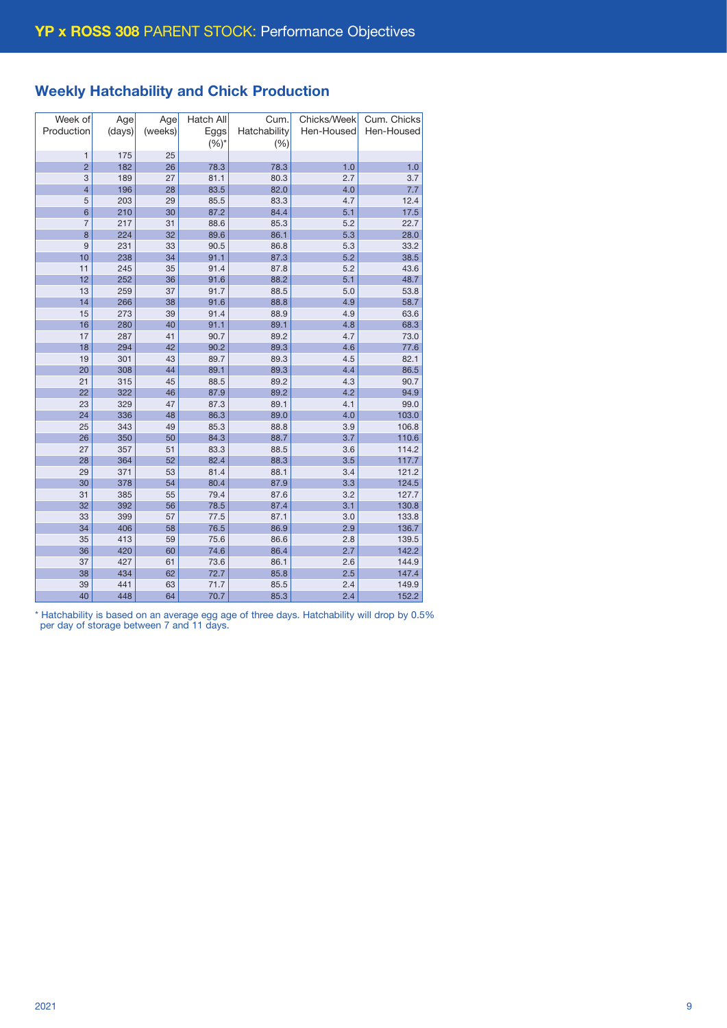# YP x ROSS 308 PARENT STOCK: Performance Objectives

## Weekly Hatchability and Chick Production

| Week of Production | Age (days) | Age (weeks) | Hatch All Eggs (%)* | Cum. Hatchability (%) | Chicks/Week Hen-Housed | Cum. Chicks Hen-Housed |
|---|---|---|---|---|---|---|
| 1 | 175 | 25 | | | | |
| 2 | 182 | 26 | 78.3 | 78.3 | 1.0 | 1.0 |
| 3 | 189 | 27 | 81.1 | 80.3 | 2.7 | 3.7 |
| 4 | 196 | 28 | 83.5 | 82.0 | 4.0 | 7.7 |
| 5 | 203 | 29 | 85.5 | 83.3 | 4.7 | 12.4 |
| 6 | 210 | 30 | 87.2 | 84.4 | 5.1 | 17.5 |
| 7 | 217 | 31 | 88.6 | 85.3 | 5.2 | 22.7 |
| 8 | 224 | 32 | 89.6 | 86.1 | 5.3 | 28.0 |
| 9 | 231 | 33 | 90.5 | 86.8 | 5.3 | 33.2 |
| 10 | 238 | 34 | 91.1 | 87.3 | 5.2 | 38.5 |
| 11 | 245 | 35 | 91.4 | 87.8 | 5.2 | 43.6 |
| 12 | 252 | 36 | 91.6 | 88.2 | 5.1 | 48.7 |
| 13 | 259 | 37 | 91.7 | 88.5 | 5.0 | 53.8 |
| 14 | 266 | 38 | 91.6 | 88.8 | 4.9 | 58.7 |
| 15 | 273 | 39 | 91.4 | 88.9 | 4.9 | 63.6 |
| 16 | 280 | 40 | 91.1 | 89.1 | 4.8 | 68.3 |
| 17 | 287 | 41 | 90.7 | 89.2 | 4.7 | 73.0 |
| 18 | 294 | 42 | 90.2 | 89.3 | 4.6 | 77.6 |
| 19 | 301 | 43 | 89.7 | 89.3 | 4.5 | 82.1 |
| 20 | 308 | 44 | 89.1 | 89.3 | 4.4 | 86.5 |
| 21 | 315 | 45 | 88.5 | 89.2 | 4.3 | 90.7 |
| 22 | 322 | 46 | 87.9 | 89.2 | 4.2 | 94.9 |
| 23 | 329 | 47 | 87.3 | 89.1 | 4.1 | 99.0 |
| 24 | 336 | 48 | 86.3 | 89.0 | 4.0 | 103.0 |
| 25 | 343 | 49 | 85.3 | 88.8 | 3.9 | 106.8 |
| 26 | 350 | 50 | 84.3 | 88.7 | 3.7 | 110.6 |
| 27 | 357 | 51 | 83.3 | 88.5 | 3.6 | 114.2 |
| 28 | 364 | 52 | 82.4 | 88.3 | 3.5 | 117.7 |
| 29 | 371 | 53 | 81.4 | 88.1 | 3.4 | 121.2 |
| 30 | 378 | 54 | 80.4 | 87.9 | 3.3 | 124.5 |
| 31 | 385 | 55 | 79.4 | 87.6 | 3.2 | 127.7 |
| 32 | 392 | 56 | 78.5 | 87.4 | 3.1 | 130.8 |
| 33 | 399 | 57 | 77.5 | 87.1 | 3.0 | 133.8 |
| 34 | 406 | 58 | 76.5 | 86.9 | 2.9 | 136.7 |
| 35 | 413 | 59 | 75.6 | 86.6 | 2.8 | 139.5 |
| 36 | 420 | 60 | 74.6 | 86.4 | 2.7 | 142.2 |
| 37 | 427 | 61 | 73.6 | 86.1 | 2.6 | 144.9 |
| 38 | 434 | 62 | 72.7 | 85.8 | 2.5 | 147.4 |
| 39 | 441 | 63 | 71.7 | 85.5 | 2.4 | 149.9 |
| 40 | 448 | 64 | 70.7 | 85.3 | 2.4 | 152.2 |

* Hatchability is based on an average egg age of three days. Hatchability will drop by 0.5% per day of storage between 7 and 11 days.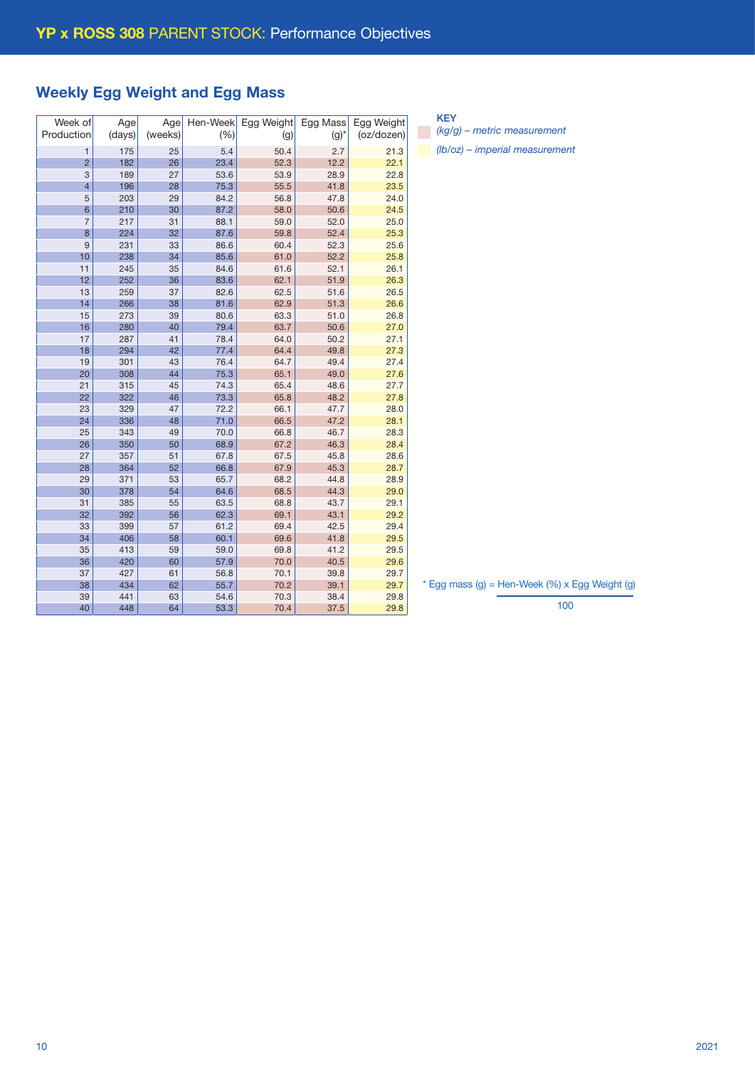# YP x ROSS 308 PARENT STOCK: Performance Objectives

## Weekly Egg Weight and Egg Mass

| Week of Production | Age (days) | Age (weeks) | Hen-Week (%) | Egg Weight (g) | Egg Mass (g)* | Egg Weight (oz/dozen) |
|---|---|---|---|---|---|---|
| 1 | 175 | 25 | 5.4 | 50.4 | 2.7 | 21.3 |
| 2 | 182 | 26 | 23.4 | 52.3 | 12.2 | 22.1 |
| 3 | 189 | 27 | 53.6 | 53.9 | 28.9 | 22.8 |
| 4 | 196 | 28 | 75.3 | 55.5 | 41.8 | 23.5 |
| 5 | 203 | 29 | 84.2 | 56.8 | 47.8 | 24.0 |
| 6 | 210 | 30 | 87.2 | 58.0 | 50.6 | 24.5 |
| 7 | 217 | 31 | 88.1 | 59.0 | 52.0 | 25.0 |
| 8 | 224 | 32 | 87.6 | 59.8 | 52.4 | 25.3 |
| 9 | 231 | 33 | 86.6 | 60.4 | 52.3 | 25.6 |
| 10 | 238 | 34 | 85.6 | 61.0 | 52.2 | 25.8 |
| 11 | 245 | 35 | 84.6 | 61.6 | 52.1 | 26.1 |
| 12 | 252 | 36 | 83.6 | 62.1 | 51.9 | 26.3 |
| 13 | 259 | 37 | 82.6 | 62.5 | 51.6 | 26.5 |
| 14 | 266 | 38 | 81.6 | 62.9 | 51.3 | 26.6 |
| 15 | 273 | 39 | 80.6 | 63.3 | 51.0 | 26.8 |
| 16 | 280 | 40 | 79.4 | 63.7 | 50.6 | 27.0 |
| 17 | 287 | 41 | 78.4 | 64.0 | 50.2 | 27.1 |
| 18 | 294 | 42 | 77.4 | 64.4 | 49.8 | 27.3 |
| 19 | 301 | 43 | 76.4 | 64.7 | 49.4 | 27.4 |
| 20 | 308 | 44 | 75.3 | 65.1 | 49.0 | 27.6 |
| 21 | 315 | 45 | 74.3 | 65.4 | 48.6 | 27.7 |
| 22 | 322 | 46 | 73.3 | 65.8 | 48.2 | 27.8 |
| 23 | 329 | 47 | 72.2 | 66.1 | 47.7 | 28.0 |
| 24 | 336 | 48 | 71.0 | 66.5 | 47.2 | 28.1 |
| 25 | 343 | 49 | 70.0 | 66.8 | 46.7 | 28.3 |
| 26 | 350 | 50 | 68.9 | 67.2 | 46.3 | 28.4 |
| 27 | 357 | 51 | 67.8 | 67.5 | 45.8 | 28.6 |
| 28 | 364 | 52 | 66.8 | 67.9 | 45.3 | 28.7 |
| 29 | 371 | 53 | 65.7 | 68.2 | 44.8 | 28.9 |
| 30 | 378 | 54 | 64.6 | 68.5 | 44.3 | 29.0 |
| 31 | 385 | 55 | 63.5 | 68.8 | 43.7 | 29.1 |
| 32 | 392 | 56 | 62.3 | 69.1 | 43.1 | 29.2 |
| 33 | 399 | 57 | 61.2 | 69.4 | 42.5 | 29.4 |
| 34 | 406 | 58 | 60.1 | 69.6 | 41.8 | 29.5 |
| 35 | 413 | 59 | 59.0 | 69.8 | 41.2 | 29.5 |
| 36 | 420 | 60 | 57.9 | 70.0 | 40.5 | 29.6 |
| 37 | 427 | 61 | 56.8 | 70.1 | 39.8 | 29.7 |
| 38 | 434 | 62 | 55.7 | 70.2 | 39.1 | 29.7 |
| 39 | 441 | 63 | 54.6 | 70.3 | 38.4 | 29.8 |
| 40 | 448 | 64 | 53.3 | 70.4 | 37.5 | 29.8 |

**KEY**

*(kg/g) – metric measurement*

*(lb/oz) – imperial measurement*

$$\text{* Egg mass (g)} = \frac{\text{Hen-Week (\%)} \times \text{Egg Weight (g)}}{100}$$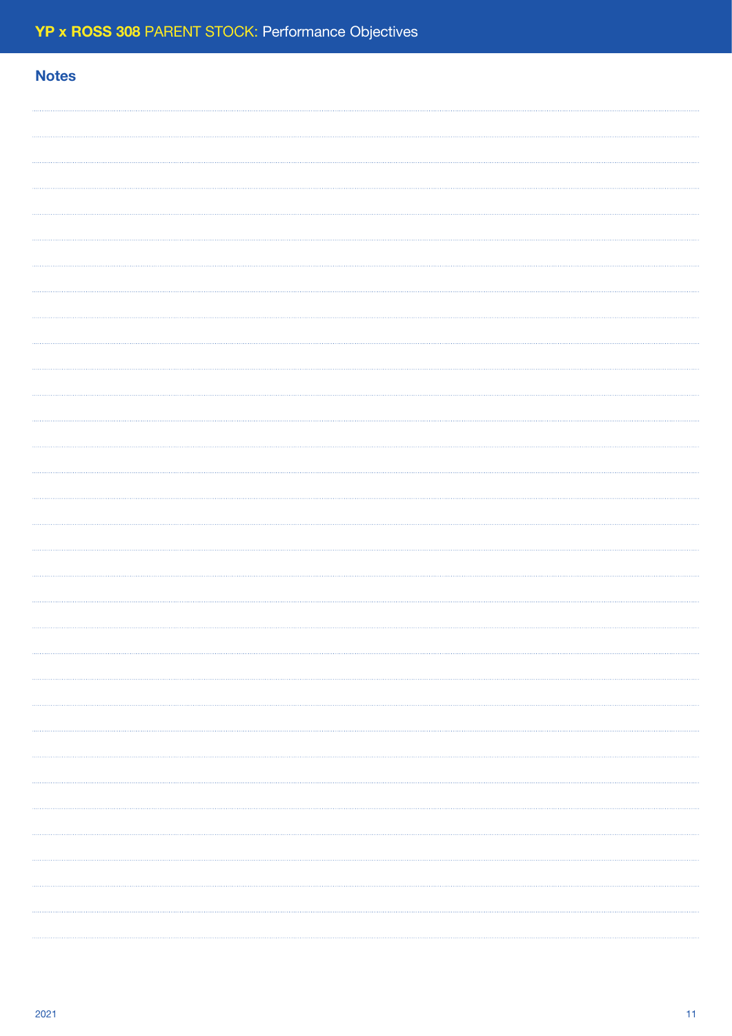## Notes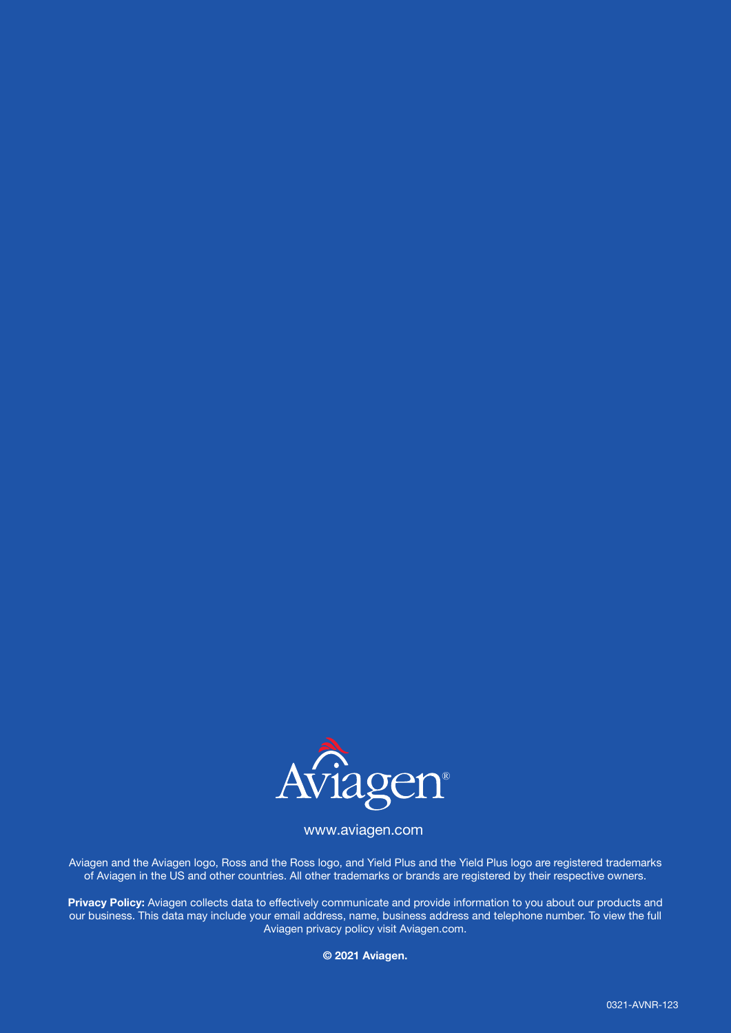Aviagen®

www.aviagen.com

Aviagen and the Aviagen logo, Ross and the Ross logo, and Yield Plus and the Yield Plus logo are registered trademarks of Aviagen in the US and other countries. All other trademarks or brands are registered by their respective owners.

**Privacy Policy:** Aviagen collects data to effectively communicate and provide information to you about our products and our business. This data may include your email address, name, business address and telephone number. To view the full Aviagen privacy policy visit Aviagen.com.

**© 2021 Aviagen.**

0321-AVNR-123